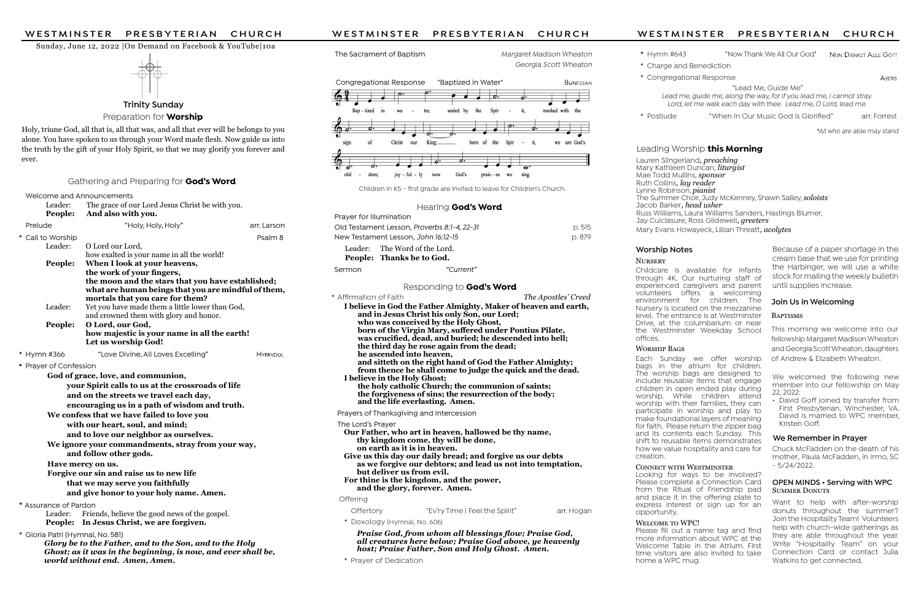Sunday, June 12, 2022 |On Demand on Facebook & YouTube|10a

## Trinity Sunday

### Preparation for **Worship**

Holy, triune God, all that is, all that was, and all that ever will be belongs to you alone. You have spoken to us through your Word made flesh. Now guide us into the truth by the gift of your Holy Spirit, so that we may glorify you forever and ever.

### Gathering and Preparing for **God's Word**

Welcome and Announcements

Leader: The grace of our Lord Jesus Christ be with you.
**People: And also with you.**

Prelude "Holy, Holy, Holy" arr. Larson

\* Call to Worship Psalm 8

Leader: O Lord our Lord,
how exalted is your name in all the world!
**People: When I look at your heavens,**
**the work of your fingers,**
**the moon and the stars that you have established;**
**what are human beings that you are mindful of them,**
**mortals that you care for them?**
Leader: Yet you have made them a little lower than God,
and crowned them with glory and honor.
**People: O Lord, our God,**
**how majestic is your name in all the earth!**
**Let us worship God!**

\* Hymn #366 "Love Divine, All Loves Excelling" Hyfrydol

\* Prayer of Confession

**God of grace, love, and communion,**
**your Spirit calls to us at the crossroads of life**
**and on the streets we travel each day,**
**encouraging us in a path of wisdom and truth.**
**We confess that we have failed to love you**
**with our heart, soul, and mind;**
**and to love our neighbor as ourselves.**
**We ignore your commandments, stray from your way,**
**and follow other gods.**
**Have mercy on us.**
**Forgive our sin and raise us to new life**
**that we may serve you faithfully**
**and give honor to your holy name. Amen.**

\* Assurance of Pardon

Leader: Friends, believe the good news of the gospel.
**People: In Jesus Christ, we are forgiven.**

\* Gloria Patri (Hymnal, No. 581)

***Glory be to the Father, and to the Son, and to the Holy Ghost; as it was in the beginning, is now, and ever shall be, world without end. Amen, Amen.***

The Sacrament of Baptism *Margaret Madison Wheaton*
*Georgia Scott Wheaton*

Congregational Response "Baptized in Water" Bunessan

Baptized in water, sealed by the Spirit, marked with the sign of Christ our King; born of the Spirit, we are God's children; joyfully now God's praises we sing.

Children in K5 - first grade are invited to leave for Children's Church.

### Hearing **God's Word**

Prayer for Illumination

Old Testament Lesson, *Proverbs 8:1-4, 22-31* p. 515

New Testament Lesson, *John 16:12-15* p. 879

Leader: The Word of the Lord.
**People: Thanks be to God.**

Sermon *"Current"*

### Responding to **God's Word**

\* Affirmation of Faith *The Apostles' Creed*

**I believe in God the Father Almighty, Maker of heaven and earth,**
**and in Jesus Christ his only Son, our Lord;**
**who was conceived by the Holy Ghost,**
**born of the Virgin Mary, suffered under Pontius Pilate,**
**was crucified, dead, and buried; he descended into hell;**
**the third day he rose again from the dead;**
**he ascended into heaven,**
**and sitteth on the right hand of God the Father Almighty;**
**from thence he shall come to judge the quick and the dead.**
**I believe in the Holy Ghost;**
**the holy catholic Church; the communion of saints;**
**the forgiveness of sins; the resurrection of the body;**
**and the life everlasting. Amen.**

Prayers of Thanksgiving and Intercession

The Lord's Prayer

**Our Father, who art in heaven, hallowed be thy name,**
**thy kingdom come, thy will be done,**
**on earth as it is in heaven.**
**Give us this day our daily bread; and forgive us our debts**
**as we forgive our debtors; and lead us not into temptation,**
**but deliver us from evil.**
**For thine is the kingdom, and the power,**
**and the glory, forever. Amen.**

Offering

Offertory "Ev'ry Time I Feel the Spirit" arr. Hogan

\* Doxology (Hymnal, No. 606)

***Praise God, from whom all blessings flow; Praise God, all creatures here below; Praise God above, ye heavenly host; Praise Father, Son and Holy Ghost. Amen.***

\* Prayer of Dedication

\* Hymn #643 "Now Thank We All Our God" Nun Danket Alle Gott

\* Charge and Benediction

\* Congregational Response Akers

"Lead Me, Guide Me"

*Lead me, guide me, along the way, for if you lead me, I cannot stray. Lord, let me walk each day with thee. Lead me, O Lord, lead me.*

\* Postlude "When In Our Music God is Glorified" arr. Forrest

*\*All who are able may stand*

### Leading Worship **this Morning**

Lauren Slingerland, ***preaching***
Mary Kathleen Duncan, ***liturgist***
Mae Todd Mullins, ***sponsor***
Ruth Collins, ***lay reader***
Lynne Robinson, ***pianist***
The Summer Choir, Judy McKenney, Shawn Salley, ***soloists***
Jacob Barker, ***head usher***
Russ Williams, Laura Williams Sanders, Hastings Blumer, Jay Culclasure, Ross Glidewell, ***greeters***
Mary Evans Howayeck, Lillian Threatt, ***acolytes***

### Worship Notes

**Nursery**

Childcare is available for infants through 4K. Our nurturing staff of experienced caregivers and parent volunteers offers a welcoming environment for children. The Nursery is located on the mezzanine level. The entrance is at Westminster Drive, at the columbarium or near the Westminster Weekday School offices.

**Worship Bags**

Each Sunday we offer worship bags in the atrium for children. The worship bags are designed to include reusable items that engage children in open ended play during worship. While children attend worship with their families, they can participate in worship and play to make foundational layers of meaning for faith. Please return the zipper bag and its contents each Sunday. This shift to reusable items demonstrates how we value hospitality and care for creation.

**Connect with Westminster**

Looking for ways to be involved? Please complete a Connection Card from the Ritual of Friendship pad and place it in the offering plate to express interest or sign up for an opportunity.

**Welcome to WPC!**

Please fill out a name tag and find more information about WPC at the Welcome Table in the Atrium. First time visitors are also invited to take home a WPC mug.

Because of a paper shortage in the cream base that we use for printing the Harbinger, we will use a white stock for mailing the weekly bulletin until supplies increase.

### Join Us in Welcoming

**Baptisms**

This morning we welcome into our fellowship Margaret Madison Wheaton and Georgia Scott Wheaton, daughters of Andrew & Elizabeth Wheaton.

We welcomed the following new member into our fellowship on May 22, 2022:

- David Goff joined by transfer from First Presbyterian, Winchester, VA. David is married to WPC member, Kristen Goff.

### We Remember in Prayer

Chuck McFadden on the death of his mother, Paula McFadden, in Irmo, SC - 5/24/2022.

### OPEN MINDS • Serving with WPC

**Summer Donuts**

Want to help with after-worship donuts throughout the summer? Join the Hospitality Team! Volunteers help with church-wide gatherings as they are able throughout the year. Write "Hospitality Team" on your Connection Card or contact Julia Watkins to get connected.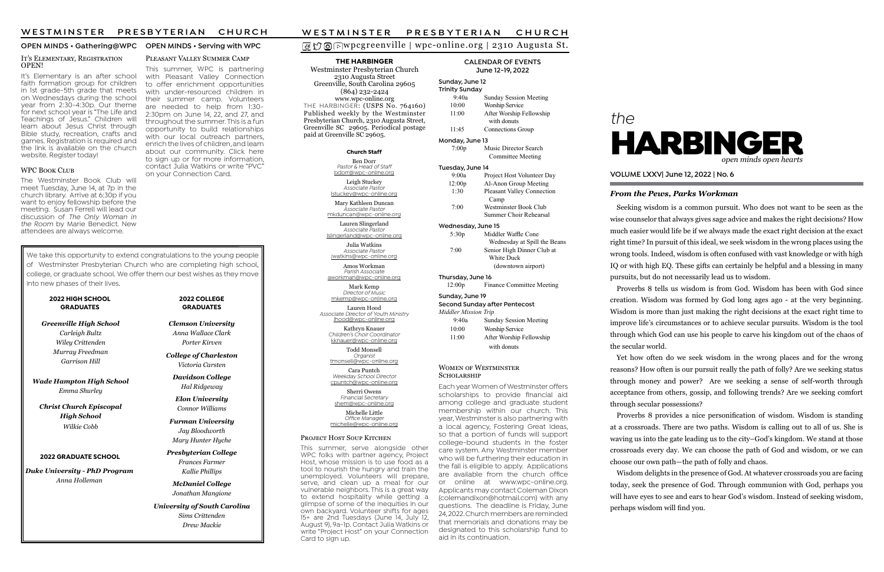# WESTMINSTER PRESBYTERIAN CHURCH

## OPEN MINDS • Gathering@WPC

### It's Elementary, Registration OPEN!

It's Elementary is an after school faith formation group for children in 1st grade–5th grade that meets on Wednesdays during the school year from 2:30–4:30p. Our theme for next school year is "The Life and Teachings of Jesus." Children will learn about Jesus Christ through Bible study, recreation, crafts and games. Registration is required and the link is available on the church website. Register today!

### WPC Book Club

The Westminster Book Club will meet Tuesday, June 14, at 7p in the church library. Arrive at 6:30p if you want to enjoy fellowship before the meeting. Susan Ferrell will lead our discussion of *The Only Woman in the Room* by Marie Benedict. New attendees are always welcome.

## OPEN MINDS • Serving with WPC

### Pleasant Valley Summer Camp

This summer, WPC is partnering with Pleasant Valley Connection to offer enrichment opportunities with under-resourced children in their summer camp. Volunteers are needed to help from 1:30–2:30pm on June 14, 22, and 27, and throughout the summer. This is a fun opportunity to build relationships with our local outreach partners, enrich the lives of children, and learn about our community. Click here to sign up or for more information, contact Julia Watkins or write "PVC" on your Connection Card.

We take this opportunity to extend congratulations to the young people of Westminster Presbyterian Church who are completing high school, college, or graduate school. We offer them our best wishes as they move into new phases of their lives.

**2022 HIGH SCHOOL GRADUATES**

*Greenville High School*
*Carleigh Bultz*
*Wiley Crittenden*
*Murray Freedman*
*Garrison Hill*

*Wade Hampton High School*
*Emma Shurley*

*Christ Church Episcopal High School*
*Wilkie Cobb*

**2022 GRADUATE SCHOOL**

*Duke University - PhD Program*
*Anna Holleman*

**2022 COLLEGE GRADUATES**

*Clemson University*
*Anna Wallace Clark*
*Porter Kirven*

*College of Charleston*
*Victoria Carsten*

*Davidson College*
*Hal Ridgeway*

*Elon University*
*Connor Williams*

*Furman University*
*Jay Bloodworth*
*Mary Hunter Hyche*

*Presbyterian College*
*Frances Farmer*
*Kallie Phillips*

*McDaniel College*
*Jonathan Mangione*

*University of South Carolina*
*Sims Crittenden*
*Drew Mackie*

wpcgreenville | wpc-online.org | 2310 Augusta St.

**THE HARBINGER**
Westminster Presbyterian Church
2310 Augusta Street
Greenville, South Carolina 29605
(864) 232-2424
www.wpc-online.org
THE HARBINGER: (USPS No. 764160) Published weekly by the Westminster Presbyterian Church, 2310 Augusta Street, Greenville SC 29605. Periodical postage paid at Greenville SC 29605.

**Church Staff**

Ben Dorr
*Pastor & Head of Staff*
bdorr@wpc-online.org

Leigh Stuckey
*Associate Pastor*
lstuckey@wpc-online.org

Mary Kathleen Duncan
*Associate Pastor*
mkduncan@wpc-online.org

Lauren Slingerland
*Associate Pastor*
lslingerland@wpc-online.org

Julia Watkins
*Associate Pastor*
jwatkins@wpc-online.org

Amos Workman
*Parish Associate*
aworkman@wpc-online.org

Mark Kemp
*Director of Music*
mkemp@wpc-online.org

Lauren Hood
*Associate Director of Youth Ministry*
lhood@wpc-online.org

Kathryn Knauer
*Children's Choir Coordinator*
kknauer@wpc-online.org

Todd Monsell
*Organist*
tmonsell@wpc-online.org

Cara Puntch
*Weekday School Director*
cpuntch@wpc-online.org

Sherri Owens
*Financial Secretary*
sherri@wpc-online.org

Michelle Little
*Office Manager*
michelle@wpc-online.org

### Project Host Soup Kitchen

This summer, serve alongside other WPC folks with partner agency, Project Host, whose mission is to use food as a tool to nourish the hungry and train the unemployed. Volunteers will prepare, serve, and clean up a meal for our vulnerable neighbors. This is a great way to extend hospitality while getting a glimpse of some of the inequities in our own backyard. Volunteer shifts for ages 15+ are 2nd Tuesdays (June 14, July 12, August 9), 9a–1p. Contact Julia Watkins or write "Project Host" on your Connection Card to sign up.

### CALENDAR OF EVENTS
### June 12–19, 2022

**Sunday, June 12**
**Trinity Sunday**

| | |
|---|---|
| 9:40a | Sunday Session Meeting |
| 10:00 | Worship Service |
| 11:00 | After Worship Fellowship with donuts |
| 11:45 | Connections Group |

**Monday, June 13**

| | |
|---|---|
| 7:00p | Music Director Search Committee Meeting |

**Tuesday, June 14**

| | |
|---|---|
| 9:00a | Project Host Volunteer Day |
| 12:00p | Al-Anon Group Meeting |
| 1:30 | Pleasant Valley Connection Camp |
| 7:00 | Westminster Book Club<br>Summer Choir Rehearsal |

**Wednesday, June 15**

| | |
|---|---|
| 5:30p | Middler Waffle Cone Wednesday at Spill the Beans |
| 7:00 | Senior High Dinner Club at White Duck (downtown airport) |

**Thursday, June 16**

| | |
|---|---|
| 12:00p | Finance Committee Meeting |

**Sunday, June 19**
**Second Sunday after Pentecost**
*Middler Mission Trip*

| | |
|---|---|
| 9:40a | Sunday Session Meeting |
| 10:00 | Worship Service |
| 11:00 | After Worship Fellowship with donuts |

### Women of Westminster Scholarship

Each year Women of Westminster offers scholarships to provide financial aid among college and graduate student membership within our church. This year, Westminster is also partnering with a local agency, Fostering Great Ideas, so that a portion of funds will support college-bound students in the foster care system. Any Westminster member who will be furthering their education in the fall is eligible to apply. Applications are available from the church office or online at www.wpc-online.org. Applicants may contact Coleman Dixon (colemandixon@hotmail.com) with any questions. The deadline is Friday, June 24, 2022. Church members are reminded that memorials and donations may be designated to this scholarship fund to aid in its continuation.

# the HARBINGER
*open minds open hearts*

VOLUME LXXV| June 12, 2022 | No. 6

## *From the Pews, Parks Workman*

Seeking wisdom is a common pursuit. Who does not want to be seen as the wise counselor that always gives sage advice and makes the right decisions? How much easier would life be if we always made the exact right decision at the exact right time? In pursuit of this ideal, we seek wisdom in the wrong places using the wrong tools. Indeed, wisdom is often confused with vast knowledge or with high IQ or with high EQ. These gifts can certainly be helpful and a blessing in many pursuits, but do not necessarily lead us to wisdom.

Proverbs 8 tells us wisdom is from God. Wisdom has been with God since creation. Wisdom was formed by God long ages ago - at the very beginning. Wisdom is more than just making the right decisions at the exact right time to improve life's circumstances or to achieve secular pursuits. Wisdom is the tool through which God can use his people to carve his kingdom out of the chaos of the secular world.

Yet how often do we seek wisdom in the wrong places and for the wrong reasons? How often is our pursuit really the path of folly? Are we seeking status through money and power? Are we seeking a sense of self-worth through acceptance from others, gossip, and following trends? Are we seeking comfort through secular possessions?

Proverbs 8 provides a nice personification of wisdom. Wisdom is standing at a crossroads. There are two paths. Wisdom is calling out to all of us. She is waving us into the gate leading us to the city–God's kingdom. We stand at those crossroads every day. We can choose the path of God and wisdom, or we can choose our own path—the path of folly and chaos.

Wisdom delights in the presence of God. At whatever crossroads you are facing today, seek the presence of God. Through communion with God, perhaps you will have eyes to see and ears to hear God's wisdom. Instead of seeking wisdom, perhaps wisdom will find you.